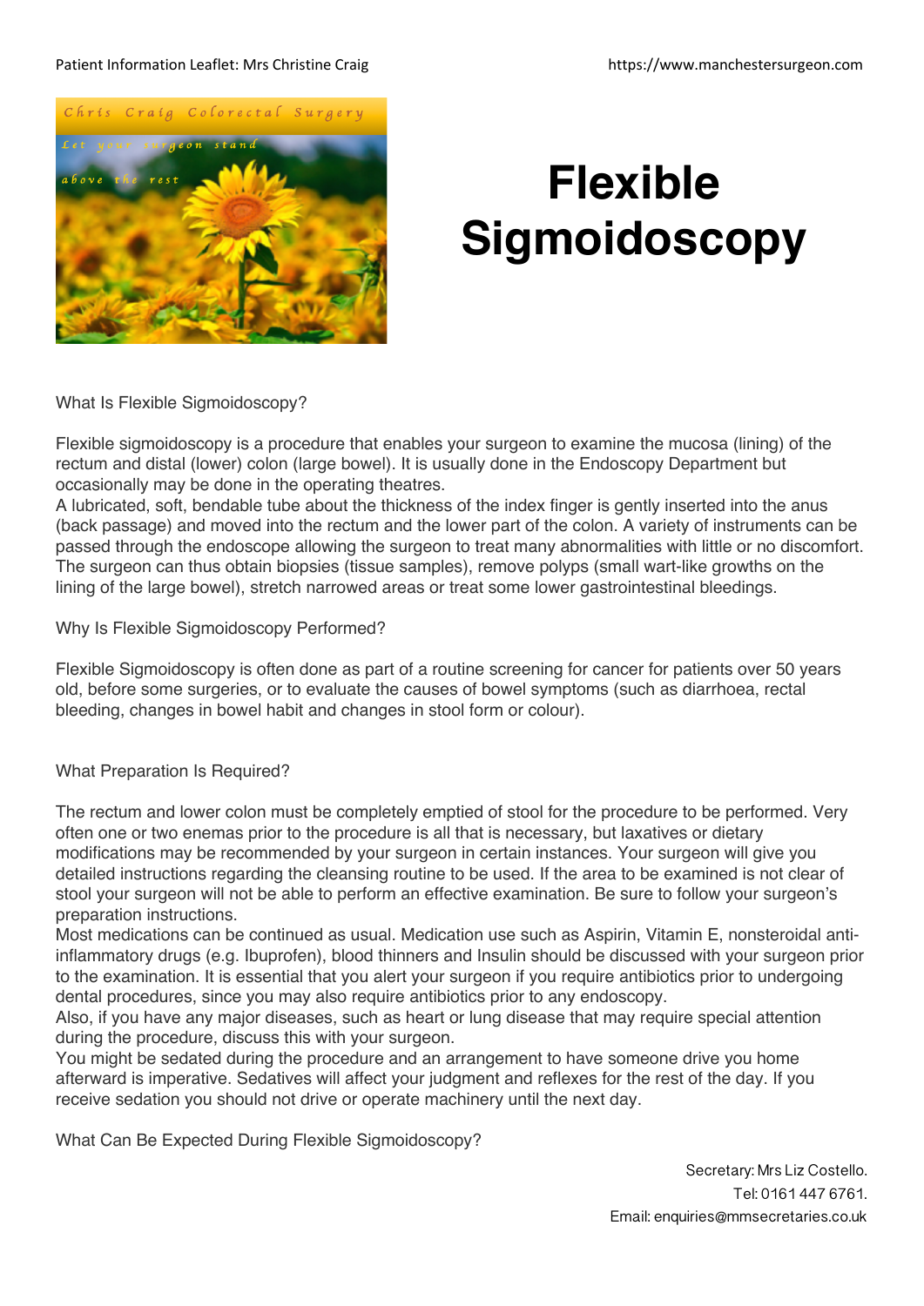# Flexible Sigmoidoscopy

## What Is Flexible Sigmoidoscopy?

Flexible sigmoidoscopy is a procedure that enables your surgeon to examine the mucosa (lining) of the rectum and distal (lower) colon (large bowel). It is usually done in the Endoscopy Department but occasionally may be done in the operating theatres.

A lubricated, soft, bendable tube about the thickness of the index finger is gently inserted into the anus (back passage) and moved into the rectum and the lower part of the colon. A variety of instruments can be passed through the endoscope allowing the surgeon to treat many abnormalities with little or no discomfort. The surgeon can thus obtain biopsies (tissue samples), remove polyps (small wart-like growths on the lining of the large bowel), stretch narrowed areas or treat some lower gastrointestinal bleedings.

## Why Is Flexible Sigmoidoscopy Performed?

Flexible Sigmoidoscopy is often done as part of a routine screening for cancer for patients over 50 years old, before some surgeries, or to evaluate the causes of bowel symptoms (such as diarrhoea, rectal bleeding, changes in bowel habit and changes in stool form or colour).

## What Preparation Is Required?

The rectum and lower colon must be completely emptied of stool for the procedure to be performed. Very often one or two enemas prior to the procedure is all that is necessary, but laxatives or dietary modifications may be recommended by your surgeon in certain instances. Your surgeon will give you detailed instructions regarding the cleansing routine to be used. If the area to be examined is not clear of stool your surgeon will not be able to perform an effective examination. Be sure to follow your surgeon's preparation instructions.

Most medications can be continued as usual. Medication use such as Aspirin, Vitamin E, nonsteroidal anti-inflammatory drugs (e.g. Ibuprofen), blood thinners and Insulin should be discussed with your surgeon prior to the examination. It is essential that you alert your surgeon if you require antibiotics prior to undergoing dental procedures, since you may also require antibiotics prior to any endoscopy.

Also, if you have any major diseases, such as heart or lung disease that may require special attention during the procedure, discuss this with your surgeon.

You might be sedated during the procedure and an arrangement to have someone drive you home afterward is imperative. Sedatives will affect your judgment and reflexes for the rest of the day. If you receive sedation you should not drive or operate machinery until the next day.

## What Can Be Expected During Flexible Sigmoidoscopy?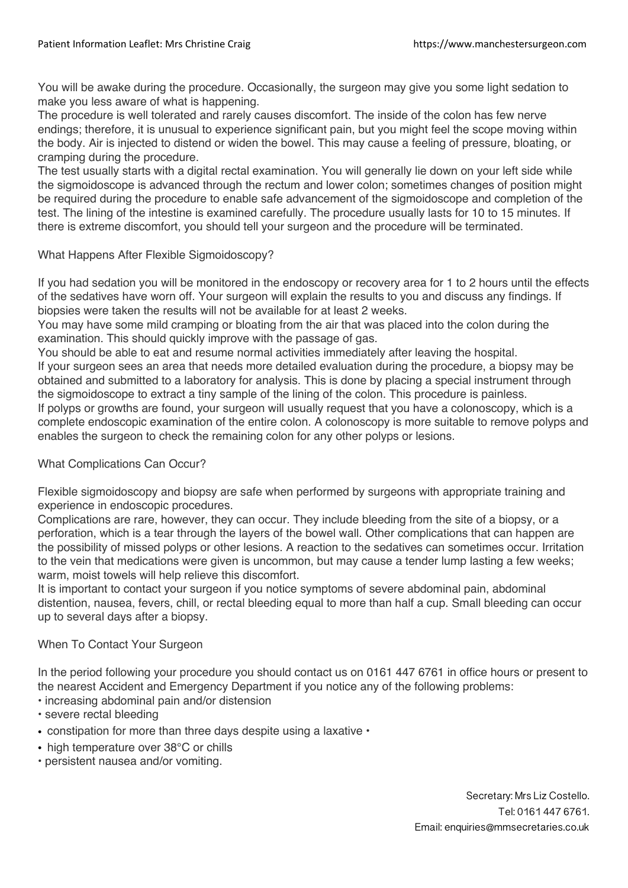You will be awake during the procedure. Occasionally, the surgeon may give you some light sedation to make you less aware of what is happening.
The procedure is well tolerated and rarely causes discomfort. The inside of the colon has few nerve endings; therefore, it is unusual to experience significant pain, but you might feel the scope moving within the body. Air is injected to distend or widen the bowel. This may cause a feeling of pressure, bloating, or cramping during the procedure.
The test usually starts with a digital rectal examination. You will generally lie down on your left side while the sigmoidoscope is advanced through the rectum and lower colon; sometimes changes of position might be required during the procedure to enable safe advancement of the sigmoidoscope and completion of the test. The lining of the intestine is examined carefully. The procedure usually lasts for 10 to 15 minutes. If there is extreme discomfort, you should tell your surgeon and the procedure will be terminated.

## What Happens After Flexible Sigmoidoscopy?

If you had sedation you will be monitored in the endoscopy or recovery area for 1 to 2 hours until the effects of the sedatives have worn off. Your surgeon will explain the results to you and discuss any findings. If biopsies were taken the results will not be available for at least 2 weeks.
You may have some mild cramping or bloating from the air that was placed into the colon during the examination. This should quickly improve with the passage of gas.
You should be able to eat and resume normal activities immediately after leaving the hospital.
If your surgeon sees an area that needs more detailed evaluation during the procedure, a biopsy may be obtained and submitted to a laboratory for analysis. This is done by placing a special instrument through the sigmoidoscope to extract a tiny sample of the lining of the colon. This procedure is painless.
If polyps or growths are found, your surgeon will usually request that you have a colonoscopy, which is a complete endoscopic examination of the entire colon. A colonoscopy is more suitable to remove polyps and enables the surgeon to check the remaining colon for any other polyps or lesions.

## What Complications Can Occur?

Flexible sigmoidoscopy and biopsy are safe when performed by surgeons with appropriate training and experience in endoscopic procedures.
Complications are rare, however, they can occur. They include bleeding from the site of a biopsy, or a perforation, which is a tear through the layers of the bowel wall. Other complications that can happen are the possibility of missed polyps or other lesions. A reaction to the sedatives can sometimes occur. Irritation to the vein that medications were given is uncommon, but may cause a tender lump lasting a few weeks; warm, moist towels will help relieve this discomfort.
It is important to contact your surgeon if you notice symptoms of severe abdominal pain, abdominal distention, nausea, fevers, chill, or rectal bleeding equal to more than half a cup. Small bleeding can occur up to several days after a biopsy.

## When To Contact Your Surgeon

In the period following your procedure you should contact us on 0161 447 6761 in office hours or present to the nearest Accident and Emergency Department if you notice any of the following problems:

- increasing abdominal pain and/or distension
- severe rectal bleeding
- constipation for more than three days despite using a laxative •
- high temperature over 38°C or chills
- persistent nausea and/or vomiting.

Secretary: Mrs Liz Costello.
Tel: 0161 447 6761.
Email: enquiries@mmsecretaries.co.uk